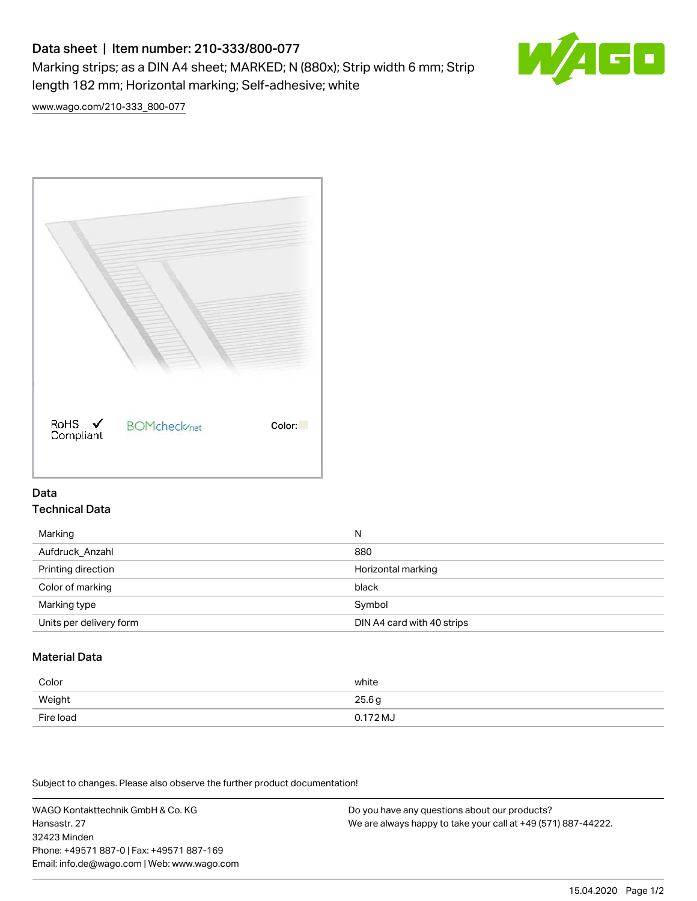# Data sheet | Item number: 210-333/800-077

Marking strips; as a DIN A4 sheet; MARKED; N (880x); Strip width 6 mm; Strip length 182 mm; Horizontal marking; Self-adhesive; white

www.wago.com/210-333_800-077

RoHS Compliant ✓ BOMcheck.net Color:

## Data

### Technical Data

| Marking | N |
|---|---|
| Aufdruck_Anzahl | 880 |
| Printing direction | Horizontal marking |
| Color of marking | black |
| Marking type | Symbol |
| Units per delivery form | DIN A4 card with 40 strips |

### Material Data

| Color | white |
|---|---|
| Weight | 25.6 g |
| Fire load | 0.172 MJ |

Subject to changes. Please also observe the further product documentation!

WAGO Kontakttechnik GmbH & Co. KG
Hansastr. 27
32423 Minden
Phone: +49571 887-0 | Fax: +49571 887-169
Email: info.de@wago.com | Web: www.wago.com

Do you have any questions about our products?
We are always happy to take your call at +49 (571) 887-44222.

15.04.2020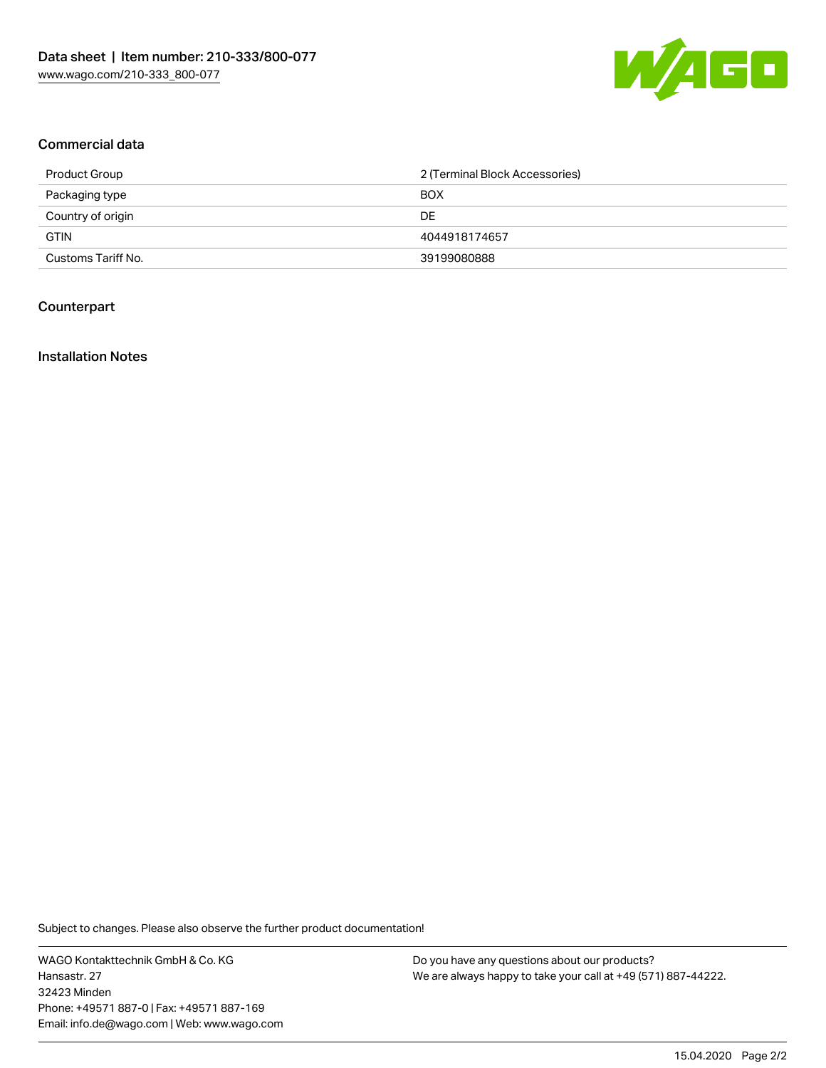## Commercial data

| | |
|---|---|
| Product Group | 2 (Terminal Block Accessories) |
| Packaging type | BOX |
| Country of origin | DE |
| GTIN | 4044918174657 |
| Customs Tariff No. | 39199080888 |

## Counterpart

## Installation Notes

Subject to changes. Please also observe the further product documentation!

WAGO Kontakttechnik GmbH & Co. KG
Hansastr. 27
32423 Minden
Phone: +49571 887-0 | Fax: +49571 887-169
Email: info.de@wago.com | Web: www.wago.com

Do you have any questions about our products?
We are always happy to take your call at +49 (571) 887-44222.